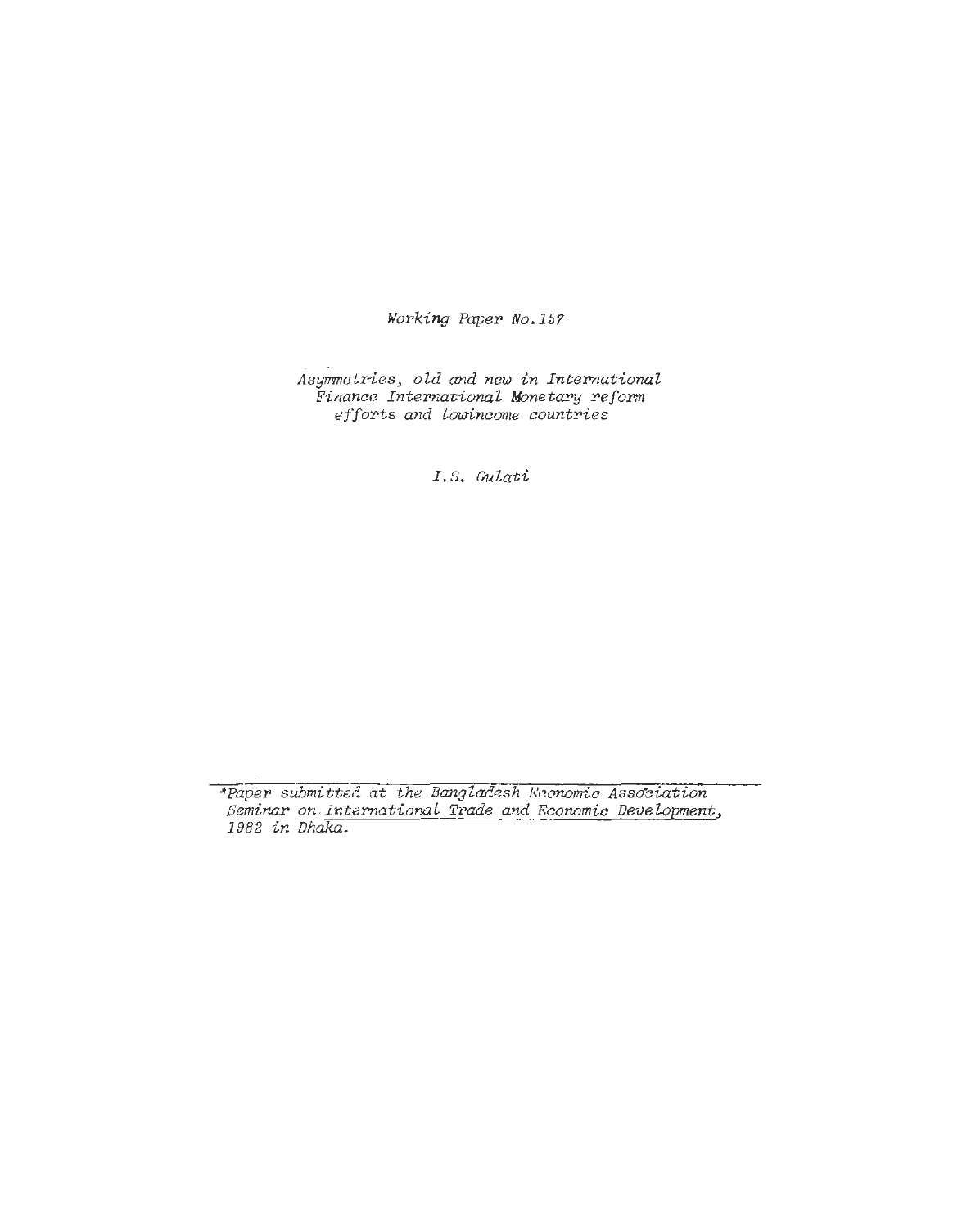*Working Paper No.157*

*Asymmetries, old and new in International Finance International Monetary reform efforts and lowincome countries*

*I.S. Gulati*

---

*\*Paper submitted at the Bangladesh Economic Association Seminar on International Trade and Economic Development, 1982 in Dhaka.*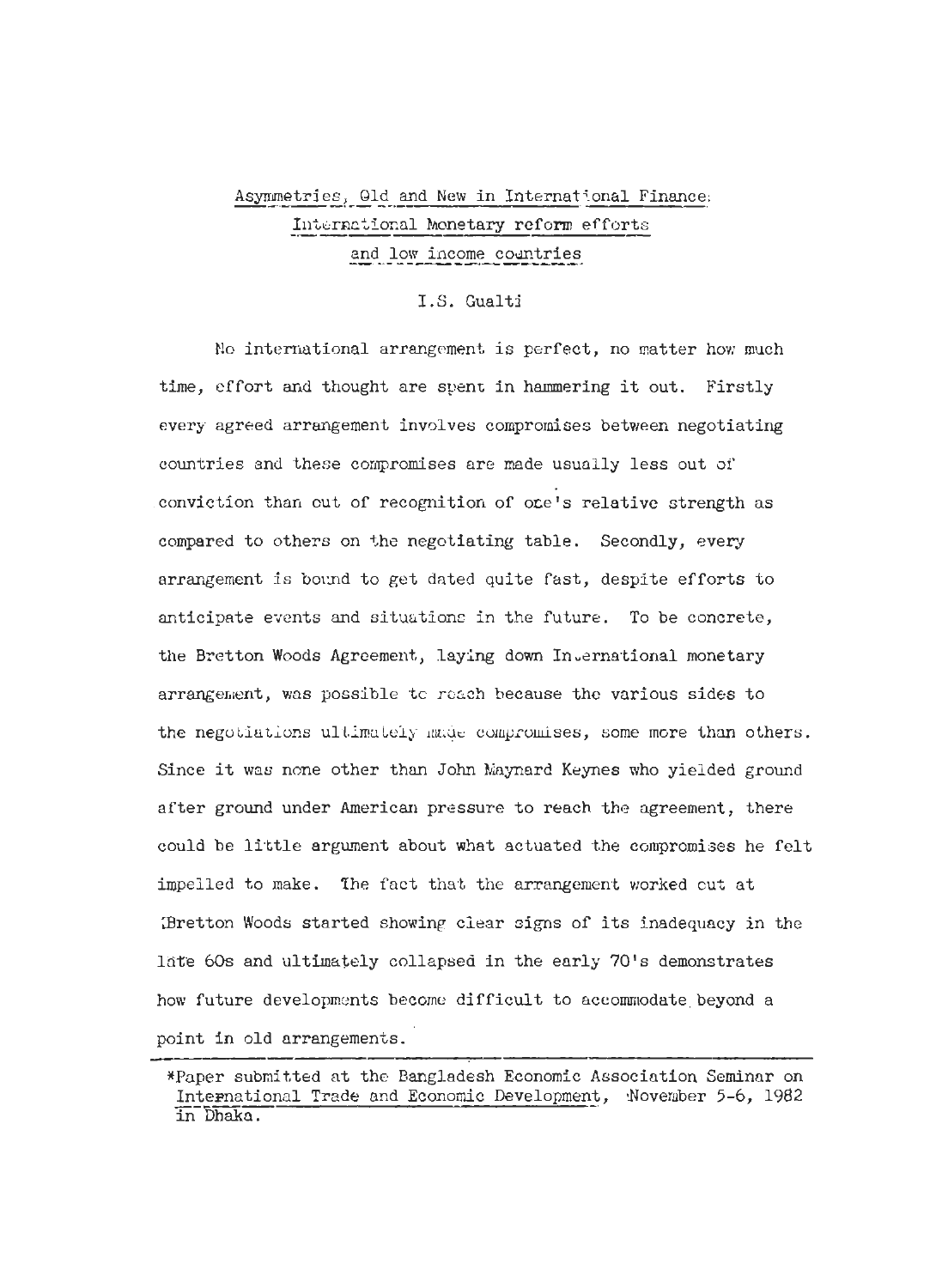Asymmetries, Old and New in International Finance: International Monetary reform efforts and low income countries

I.S. Gualti

No international arrangement is perfect, no matter how much time, effort and thought are spent in hammering it out. Firstly every agreed arrangement involves compromises between negotiating countries and these compromises are made usually less out of conviction than out of recognition of one's relative strength as compared to others on the negotiating table. Secondly, every arrangement is bound to get dated quite fast, despite efforts to anticipate events and situations in the future. To be concrete, the Bretton Woods Agreement, laying down International monetary arrangement, was possible to reach because the various sides to the negotiations ultimately made compromises, some more than others. Since it was none other than John Maynard Keynes who yielded ground after ground under American pressure to reach the agreement, there could be little argument about what actuated the compromises he felt impelled to make. The fact that the arrangement worked out at Bretton Woods started showing clear signs of its inadequacy in the late 60s and ultimately collapsed in the early 70's demonstrates how future developments become difficult to accommodate beyond a point in old arrangements.

*Paper submitted at the Bangladesh Economic Association Seminar on International Trade and Economic Development, November 5-6, 1982 in Dhaka.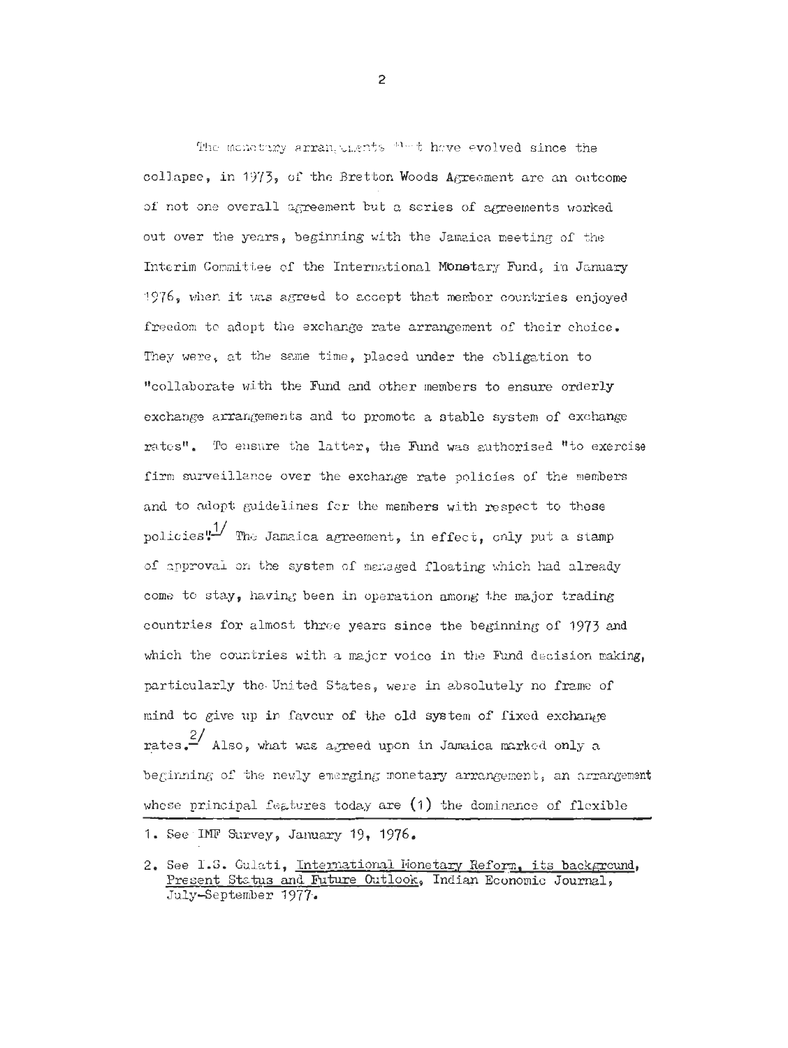The monetary arrangements that have evolved since the collapse, in 1973, of the Bretton Woods Agreement are an outcome of not one overall agreement but a series of agreements worked out over the years, beginning with the Jamaica meeting of the Interim Committee of the International Monetary Fund, in January 1976, when it was agreed to accept that member countries enjoyed freedom to adopt the exchange rate arrangement of their choice. They were, at the same time, placed under the obligation to "collaborate with the Fund and other members to ensure orderly exchange arrangements and to promote a stable system of exchange rates". To ensure the latter, the Fund was authorised "to exercise firm surveillance over the exchange rate policies of the members and to adopt guidelines for the members with respect to these policies".[1] The Jamaica agreement, in effect, only put a stamp of approval on the system of managed floating which had already come to stay, having been in operation among the major trading countries for almost three years since the beginning of 1973 and which the countries with a major voice in the Fund decision making, particularly the United States, were in absolutely no frame of mind to give up in favour of the old system of fixed exchange rates.[2] Also, what was agreed upon in Jamaica marked only a beginning of the newly emerging monetary arrangement, an arrangement whose principal features today are (1) the dominance of flexible

1. See IMF Survey, January 19, 1976.

2. See I.S. Gulati, International Monetary Reform, its background, Present Status and Future Outlook, Indian Economic Journal, July-September 1977.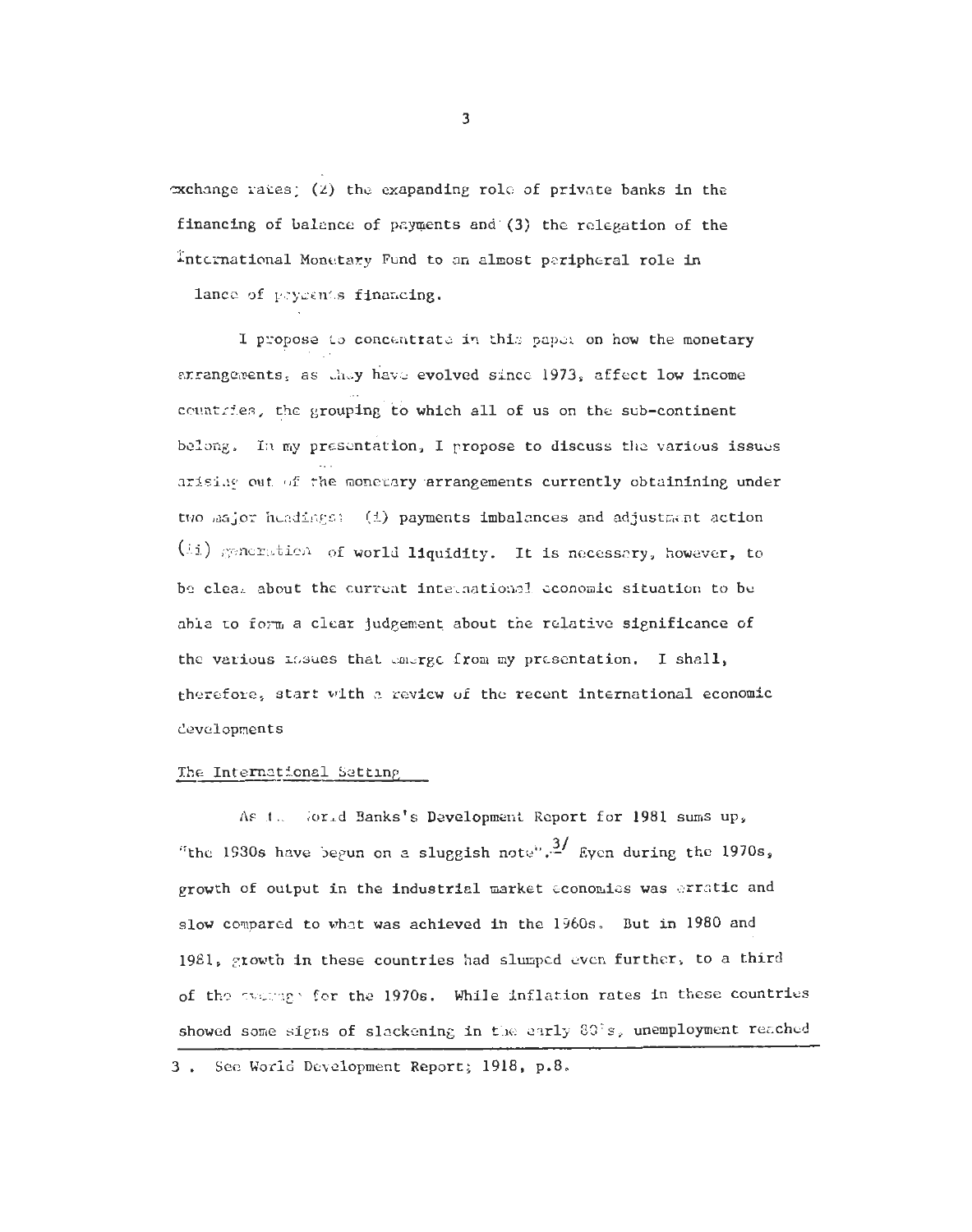exchange rates; (2) the exapanding role of private banks in the financing of balance of payments and (3) the relegation of the International Monetary Fund to an almost peripheral role in lance of payments financing.

I propose to concentrate in this paper on how the monetary arrangements, as they have evolved since 1973, affect low income countries, the grouping to which all of us on the sub-continent belong. In my presentation, I propose to discuss the various issues arising out of the monetary arrangements currently obtainining under two major headings: (i) payments imbalances and adjustment action (ii) generation of world liquidity. It is necessary, however, to be clear about the current international economic situation to be able to form a clear judgement about the relative significance of the various issues that emerge from my presentation. I shall, therefore, start with a review of the recent international economic developments

## The International Setting

As the World Banks's Development Report for 1981 sums up, "the 1980s have begun on a sluggish note".[3] Even during the 1970s, growth of output in the industrial market economies was erratic and slow compared to what was achieved in the 1960s. But in 1980 and 1981, growth in these countries had slumped even further, to a third of the average for the 1970s. While inflation rates in these countries showed some signs of slackening in the early 80's, unemployment reached

---

3 . See World Development Report; 1918, p.8.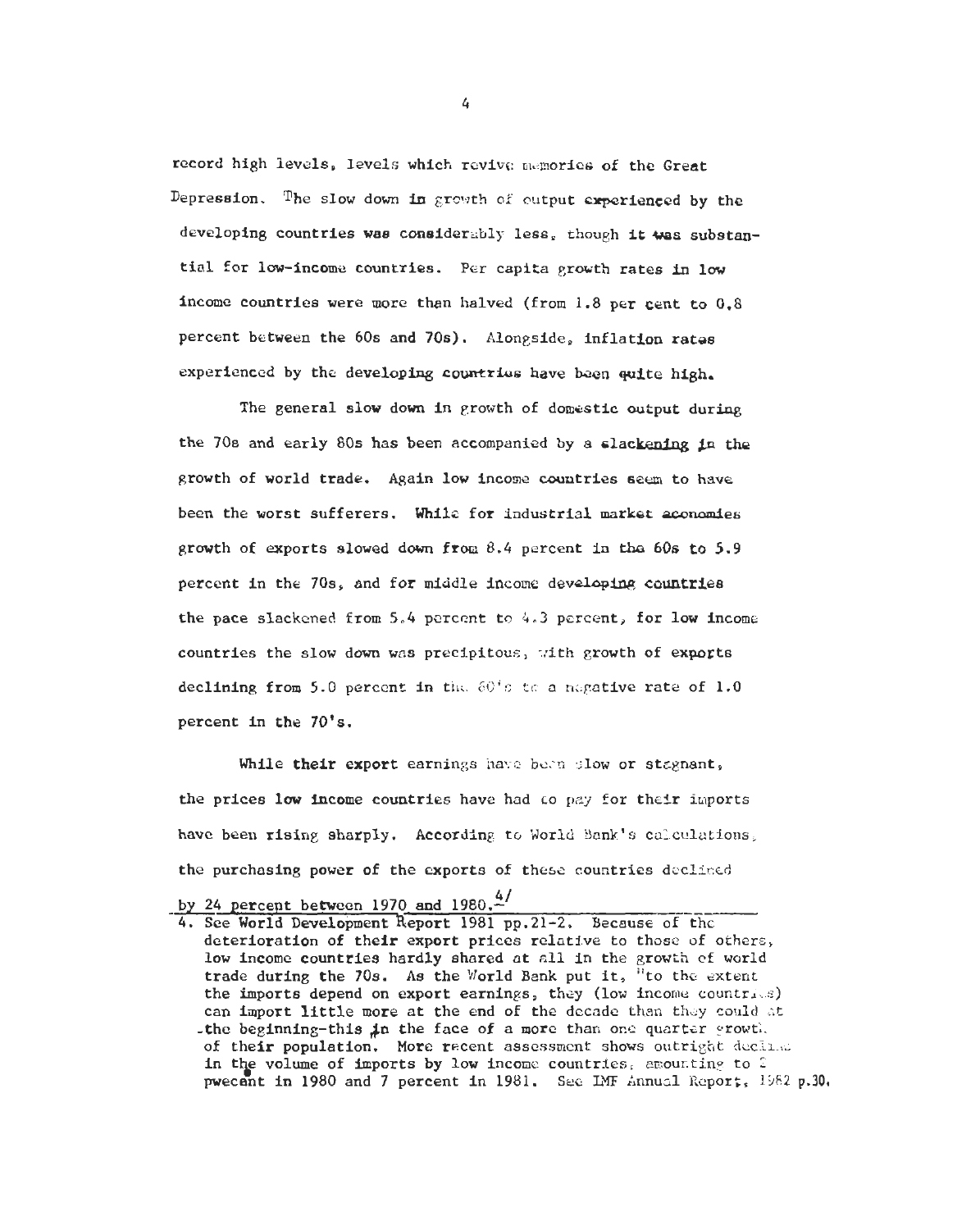record high levels, levels which revive memories of the Great Depression. The slow down in growth of output experienced by the developing countries was considerably less, though it was substantial for low-income countries. Per capita growth rates in low income countries were more than halved (from 1.8 per cent to 0.8 percent between the 60s and 70s). Alongside, inflation rates experienced by the developing countries have been quite high.

The general slow down in growth of domestic output during the 70s and early 80s has been accompanied by a slackening in the growth of world trade. Again low income countries seem to have been the worst sufferers. While for industrial market economies growth of exports slowed down from 8.4 percent in the 60s to 5.9 percent in the 70s, and for middle income developing countries the pace slackened from 5.4 percent to 4.3 percent, for low income countries the slow down was precipitous, with growth of exports declining from 5.0 percent in the 60's to a negative rate of 1.0 percent in the 70's.

While their export earnings have been slow or stagnant, the prices low income countries have had to pay for their imports have been rising sharply. According to World Bank's calculations, the purchasing power of the exports of these countries declined by 24 percent between 1970 and 1980.[4]

4. See World Development Report 1981 pp.21-2. Because of the deterioration of their export prices relative to those of others, low income countries hardly shared at all in the growth of world trade during the 70s. As the World Bank put it, "to the extent the imports depend on export earnings, they (low income countries) can import little more at the end of the decade than they could at the beginning-this in the face of a more than one quarter growth of their population. More recent assessment shows outright decline in the volume of imports by low income countries, amounting to 2 pwecent in 1980 and 7 percent in 1981. See IMF Annual Report, 1982 p.30.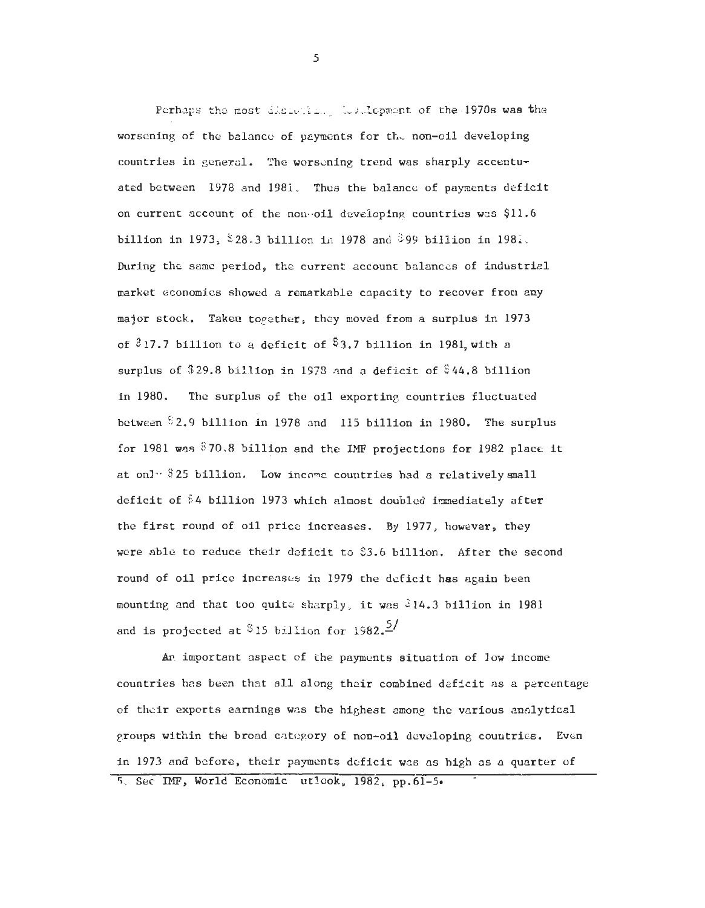Perhaps the most disturbing development of the 1970s was the worsening of the balance of payments for the non-oil developing countries in general. The worsening trend was sharply accentuated between 1978 and 1981. Thus the balance of payments deficit on current account of the non-oil developing countries was $11.6 billion in 1973, $28.3 billion in 1978 and $99 billion in 1981. During the same period, the current account balances of industrial market economies showed a remarkable capacity to recover from any major stock. Taken together, they moved from a surplus in 1973 of $17.7 billion to a deficit of $3.7 billion in 1981, with a surplus of $29.8 billion in 1978 and a deficit of $44.8 billion in 1980. The surplus of the oil exporting countries fluctuated between $2.9 billion in 1978 and 115 billion in 1980. The surplus for 1981 was $70.8 billion and the IMF projections for 1982 place it at only $25 billion. Low income countries had a relatively small deficit of $4 billion 1973 which almost doubled immediately after the first round of oil price increases. By 1977, however, they were able to reduce their deficit to $3.6 billion. After the second round of oil price increases in 1979 the deficit has again been mounting and that too quite sharply, it was $14.3 billion in 1981 and is projected at $15 billion for 1982.[5]

An important aspect of the payments situation of low income countries has been that all along their combined deficit as a percentage of their exports earnings was the highest among the various analytical groups within the broad category of non-oil developing countries. Even in 1973 and before, their payments deficit was as high as a quarter of

---

5. See IMF, World Economic Outlook, 1982, pp.61-5.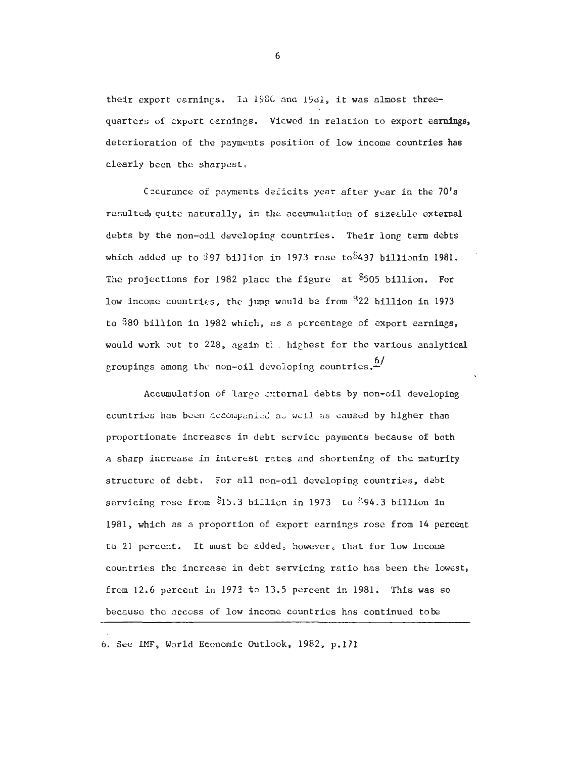their export earnings. In 1980 and 1981, it was almost three-quarters of export earnings. Viewed in relation to export earnings, deterioration of the payments position of low income countries has clearly been the sharpest.

Occurance of payments deficits year after year in the 70's resulted, quite naturally, in the accumulation of sizeable external debts by the non-oil developing countries. Their long term debts which added up to $97 billion in 1973 rose to $437 billionin 1981. The projections for 1982 place the figure at $505 billion. For low income countries, the jump would be from $22 billion in 1973 to $80 billion in 1982 which, as a percentage of export earnings, would work out to 228, again the highest for the various analytical groupings among the non-oil developing countries.[6]

Accumulation of large external debts by non-oil developing countries has been accompanied as well as caused by higher than proportionate increases in debt service payments because of both a sharp increase in interest rates and shortening of the maturity structure of debt. For all non-oil developing countries, debt servicing rose from $15.3 billion in 1973 to $94.3 billion in 1981, which as a proportion of export earnings rose from 14 percent to 21 percent. It must be added, however, that for low income countries the increase in debt servicing ratio has been the lowest, from 12.6 percent in 1973 to 13.5 percent in 1981. This was so because the access of low income countries has continued tobe

6. See IMF, World Economic Outlook, 1982, p.171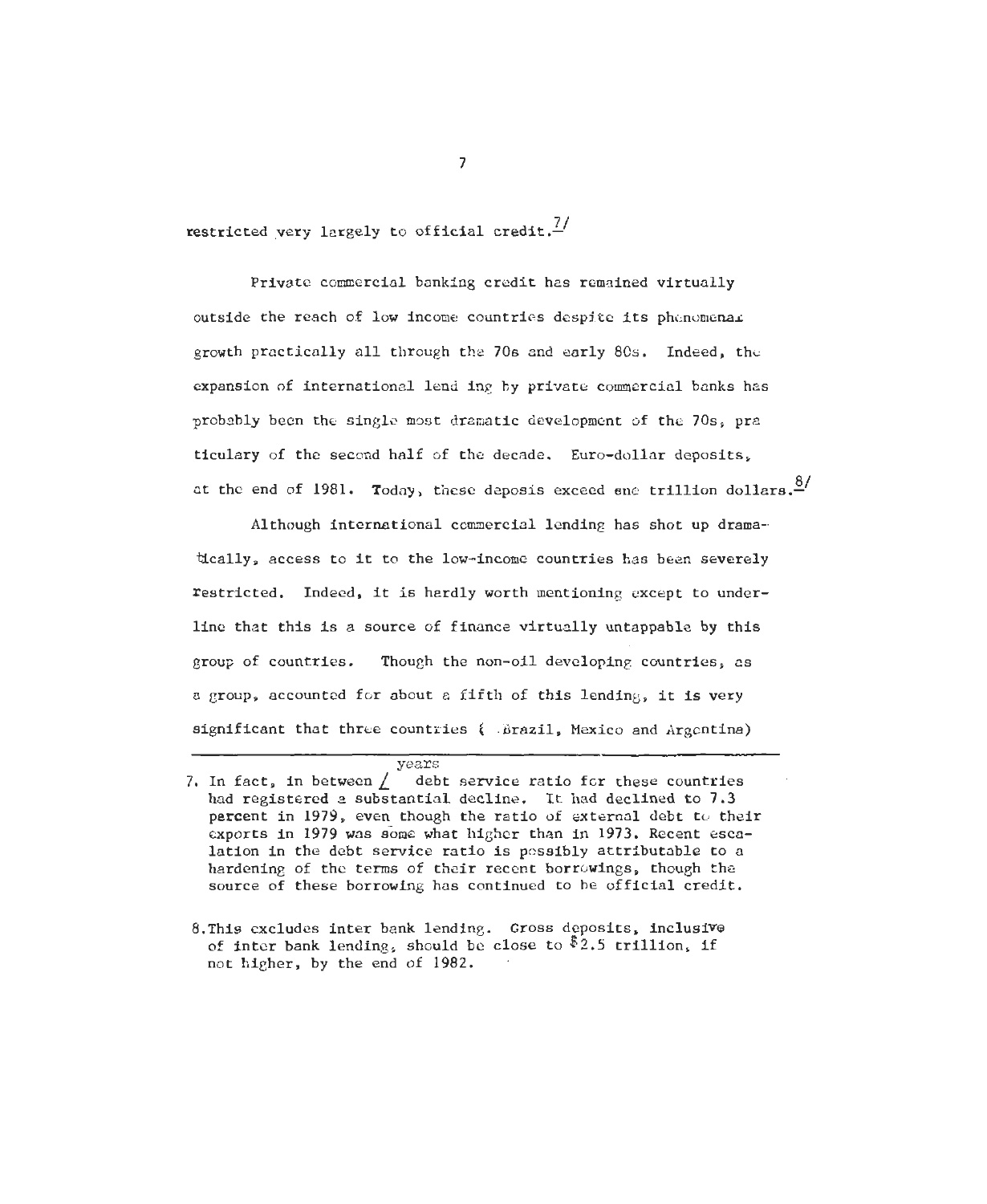restricted very largely to official credit.[7/]

Private commercial banking credit has remained virtually outside the reach of low income countries despite its phenomenal growth practically all through the 70s and early 80s. Indeed, the expansion of international lend ing by private commercial banks has probably been the single most dramatic development of the 70s, praticulary of the second half of the decade. Euro-dollar deposits, at the end of 1981. Today, these deposis exceed one trillion dollars.[8/]

Although international commercial lending has shot up dramatically, access to it to the low-income countries has been severely restricted. Indeed, it is hardly worth mentioning except to underline that this is a source of finance virtually untappable by this group of countries. Though the non-oil developing countries, as a group, accounted for about a fifth of this lending, it is very significant that three countries ( Brazil, Mexico and Argentina)

---

7. In fact, in between / years debt service ratio for these countries had registered a substantial decline. It had declined to 7.3 percent in 1979, even though the ratio of external debt to their exports in 1979 was some what higher than in 1973. Recent escalation in the debt service ratio is possibly attributable to a hardening of the terms of their recent borrowings, though the source of these borrowing has continued to be official credit.

8. This excludes inter bank lending. Gross deposits, inclusive of inter bank lending, should be close to $2.5 trillion, if not higher, by the end of 1982.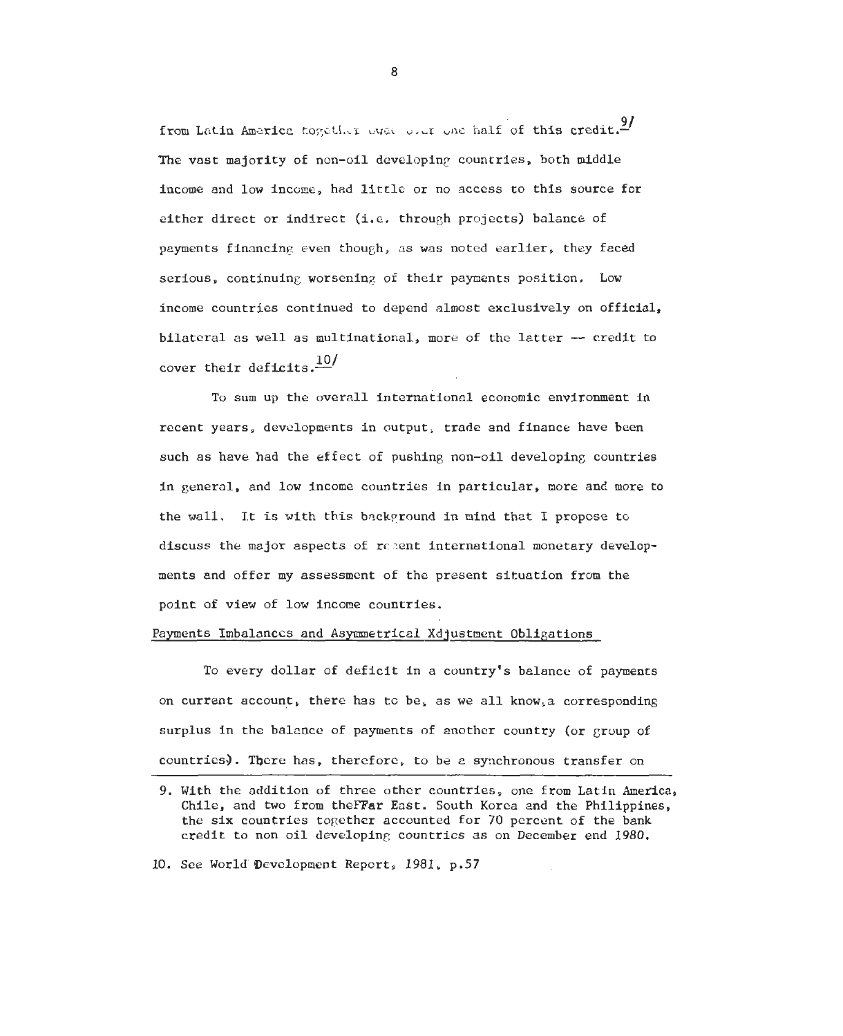from Latin America together owed over one half of this credit.[9] The vast majority of non-oil developing countries, both middle income and low income, had little or no access to this source for either direct or indirect (i.e. through projects) balance of payments financing even though, as was noted earlier, they faced serious, continuing worsening of their payments position. Low income countries continued to depend almost exclusively on official, bilateral as well as multinational, more of the latter -- credit to cover their deficits.[10]

To sum up the overall international economic environment in recent years, developments in output, trade and finance have been such as have had the effect of pushing non-oil developing countries in general, and low income countries in particular, more and more to the wall. It is with this background in mind that I propose to discuss the major aspects of recent international monetary developments and offer my assessment of the present situation from the point of view of low income countries.

## Payments Imbalances and Asymmetrical Xdjustment Obligations

To every dollar of deficit in a country's balance of payments on current account, there has to be, as we all know, a corresponding surplus in the balance of payments of another country (or group of countries). There has, therefore, to be a synchronous transfer on

9. With the addition of three other countries, one from Latin America, Chile, and two from theFFar East. South Korea and the Philippines, the six countries together accounted for 70 percent of the bank credit to non oil developing countries as on December end 1980.

10. See World Development Report, 1981, p.57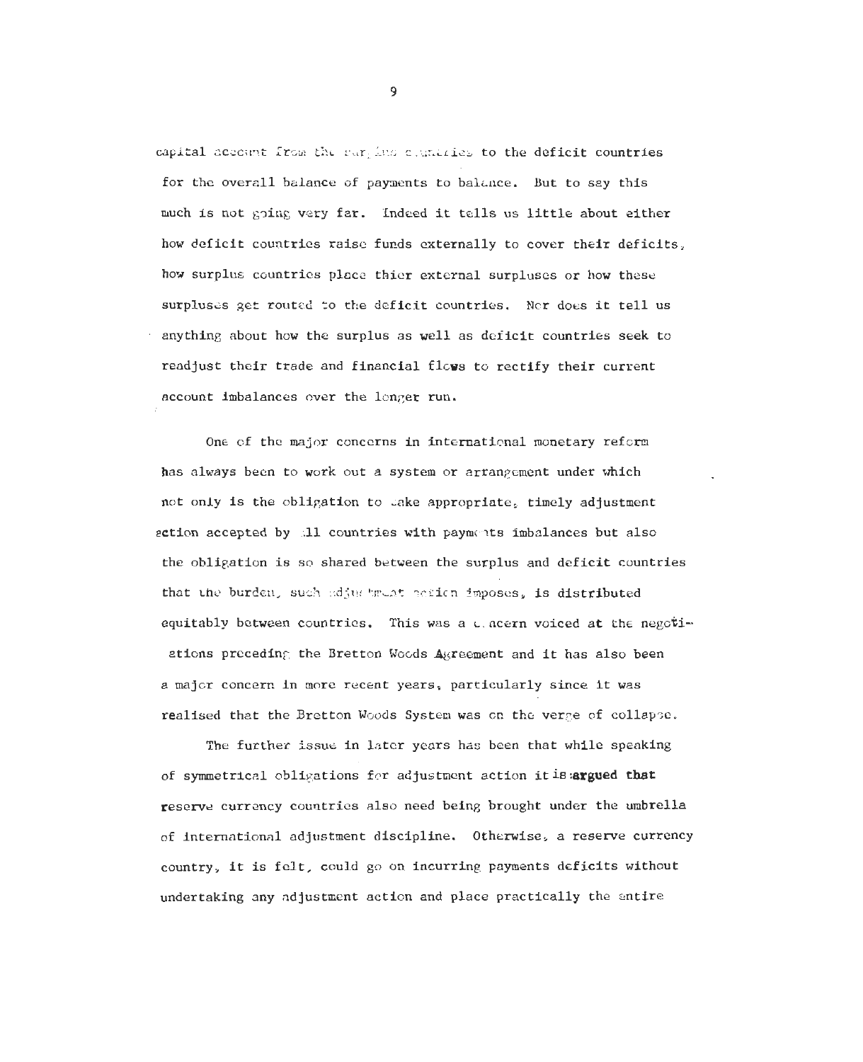capital account from the surplus countries to the deficit countries for the overall balance of payments to balance. But to say this much is not going very far. Indeed it tells us little about either how deficit countries raise funds externally to cover their deficits, how surplus countries place thier external surpluses or how these surpluses get routed to the deficit countries. Nor does it tell us anything about how the surplus as well as deficit countries seek to readjust their trade and financial flows to rectify their current account imbalances over the longer run.

One of the major concerns in international monetary reform has always been to work out a system or arrangement under which not only is the obligation to take appropriate, timely adjustment action accepted by all countries with payments imbalances but also the obligation is so shared between the surplus and deficit countries that the burden, such adjustment action imposes, is distributed equitably between countries. This was a concern voiced at the negotiations preceding the Bretton Woods Agreement and it has also been a major concern in more recent years, particularly since it was realised that the Bretton Woods System was on the verge of collapse.

The further issue in later years has been that while speaking of symmetrical obligations for adjustment action it is argued that reserve currency countries also need being brought under the umbrella of international adjustment discipline. Otherwise, a reserve currency country, it is felt, could go on incurring payments deficits without undertaking any adjustment action and place practically the entire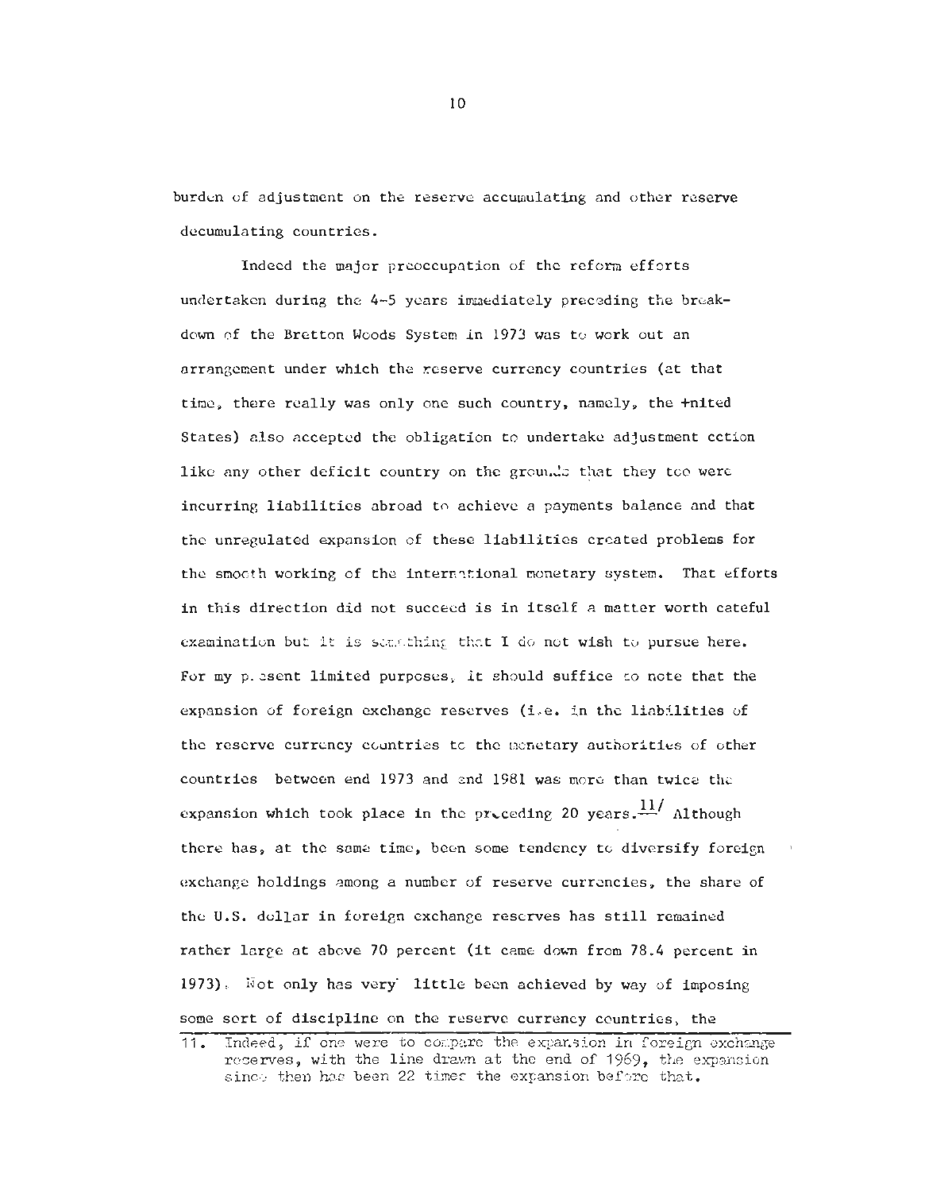burden of adjustment on the reserve accumulating and other reserve decumulating countries.

Indeed the major preoccupation of the reform efforts undertaken during the 4-5 years immediately preceding the breakdown of the Bretton Woods System in 1973 was to work out an arrangement under which the reserve currency countries (at that time, there really was only one such country, namely, the United States) also accepted the obligation to undertake adjustment action like any other deficit country on the grounds that they too were incurring liabilities abroad to achieve a payments balance and that the unregulated expansion of these liabilities created problems for the smooth working of the international monetary system. That efforts in this direction did not succeed is in itself a matter worth cateful examination but it is something that I do not wish to pursue here. For my present limited purposes, it should suffice to note that the expansion of foreign exchange reserves (i.e. in the liabilities of the reserve currency countries to the monetary authorities of other countries between end 1973 and end 1981 was more than twice the expansion which took place in the preceding 20 years.[11] Although there has, at the same time, been some tendency to diversify foreign exchange holdings among a number of reserve currencies, the share of the U.S. dollar in foreign exchange reserves has still remained rather large at above 70 percent (it came down from 78.4 percent in 1973). Not only has very little been achieved by way of imposing some sort of discipline on the reserve currency countries, the

11. Indeed, if one were to compare the expansion in foreign exchange reserves, with the line drawn at the end of 1969, the expansion since then has been 22 times the expansion before that.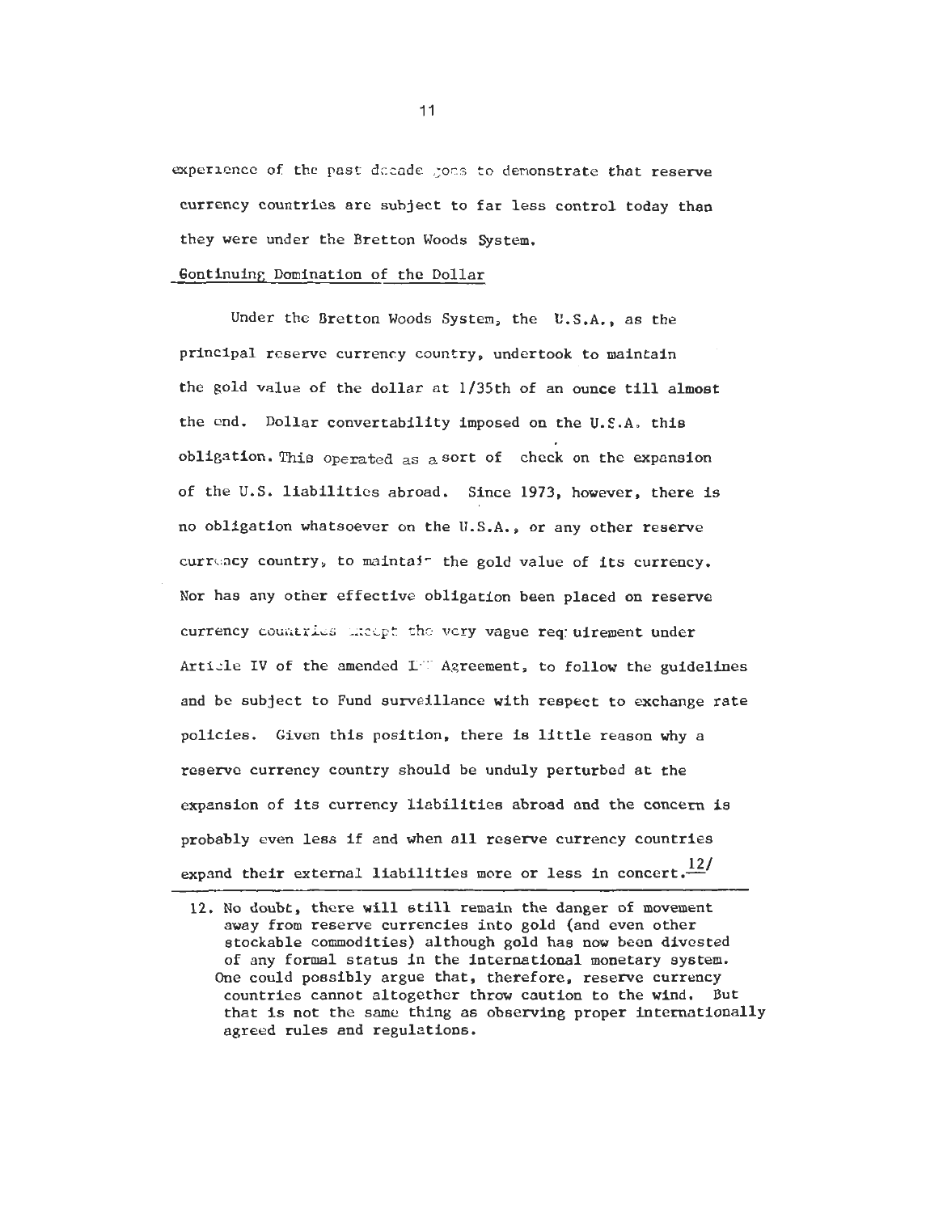experience of the past decade goes to demonstrate that reserve currency countries are subject to far less control today than they were under the Bretton Woods System.

## Continuing Domination of the Dollar

Under the Bretton Woods System, the U.S.A., as the principal reserve currency country, undertook to maintain the gold value of the dollar at 1/35th of an ounce till almost the end. Dollar convertability imposed on the U.S.A. this obligation. This operated as a sort of check on the expansion of the U.S. liabilities abroad. Since 1973, however, there is no obligation whatsoever on the U.S.A., or any other reserve currency country, to maintain the gold value of its currency. Nor has any other effective obligation been placed on reserve currency countries except the very vague requirement under Article IV of the amended IMF Agreement, to follow the guidelines and be subject to Fund surveillance with respect to exchange rate policies. Given this position, there is little reason why a reserve currency country should be unduly perturbed at the expansion of its currency liabilities abroad and the concern is probably even less if and when all reserve currency countries expand their external liabilities more or less in concert.[12]

12. No doubt, there will still remain the danger of movement away from reserve currencies into gold (and even other stockable commodities) although gold has now been divested of any formal status in the international monetary system. One could possibly argue that, therefore, reserve currency countries cannot altogether throw caution to the wind. But that is not the same thing as observing proper internationally agreed rules and regulations.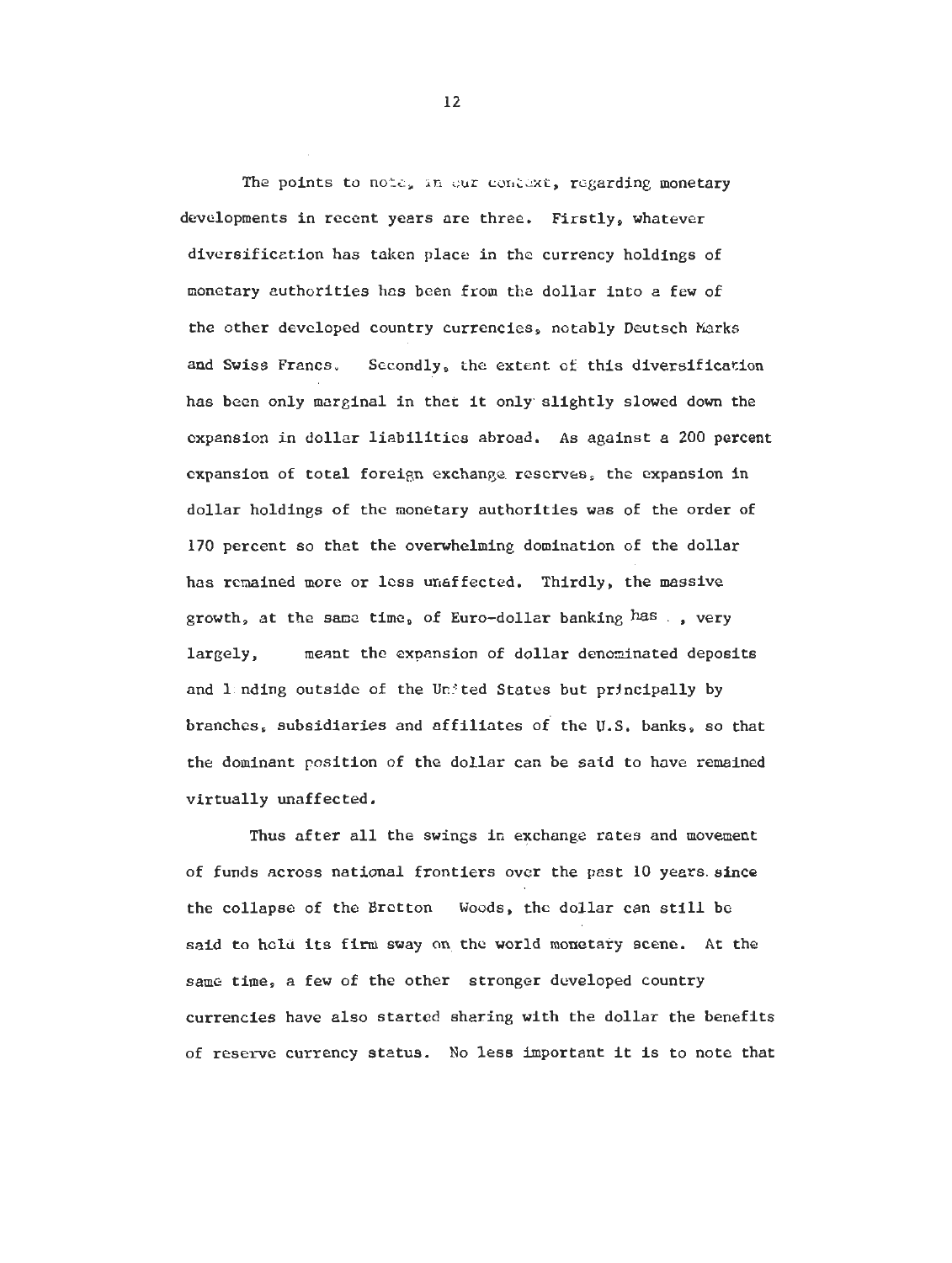The points to note, in our context, regarding monetary developments in recent years are three. Firstly, whatever diversification has taken place in the currency holdings of monetary authorities has been from the dollar into a few of the other developed country currencies, notably Deutsch Marks and Swiss Francs. Secondly, the extent of this diversification has been only marginal in that it only slightly slowed down the expansion in dollar liabilities abroad. As against a 200 percent expansion of total foreign exchange reserves, the expansion in dollar holdings of the monetary authorities was of the order of 170 percent so that the overwhelming domination of the dollar has remained more or less unaffected. Thirdly, the massive growth, at the same time, of Euro-dollar banking has , very largely, meant the expansion of dollar denominated deposits and lending outside of the United States but principally by branches, subsidiaries and affiliates of the U.S. banks, so that the dominant position of the dollar can be said to have remained virtually unaffected.

Thus after all the swings in exchange rates and movement of funds across national frontiers over the past 10 years since the collapse of the Bretton Woods, the dollar can still be said to hold its firm sway on the world monetary scene. At the same time, a few of the other stronger developed country currencies have also started sharing with the dollar the benefits of reserve currency status. No less important it is to note that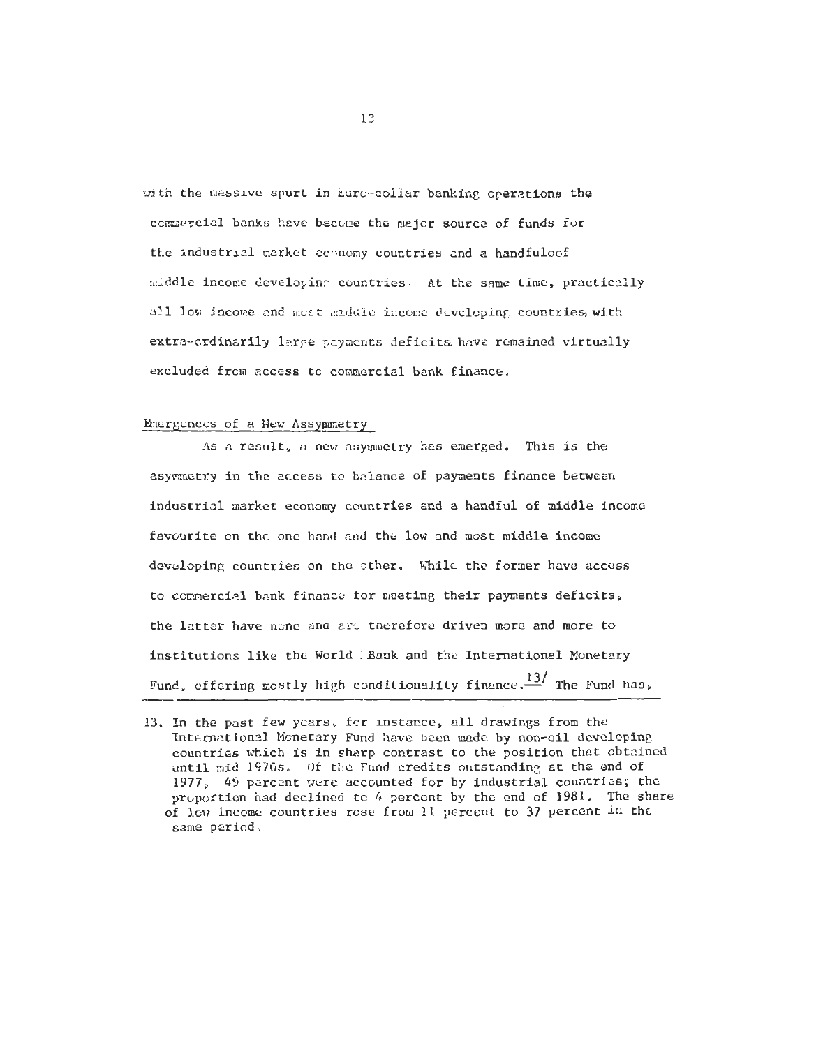with the massive spurt in Euro-dollar banking operations the commercial banks have become the major source of funds for the industrial market economy countries and a handfuloof middle income developing countries. At the same time, practically all low income and most middle income developing countries, with extra-ordinarily large payments deficits, have remained virtually excluded from access to commercial bank finance.

## Emergences of a New Assymmetry

As a result, a new asymmetry has emerged. This is the asymmetry in the access to balance of payments finance between industrial market economy countries and a handful of middle income favourite on the one hand and the low and most middle income developing countries on the other. While the former have access to commercial bank finance for meeting their payments deficits, the latter have none and are therefore driven more and more to institutions like the World Bank and the International Monetary Fund, offering mostly high conditionality finance.[13] The Fund has,

---

13. In the past few years, for instance, all drawings from the International Monetary Fund have been made by non-oil developing countries which is in sharp contrast to the position that obtained until mid 1970s. Of the Fund credits outstanding at the end of 1977, 49 percent were accounted for by industrial countries; the proportion had declined to 4 percent by the end of 1981. The share of low income countries rose from 11 percent to 37 percent in the same period.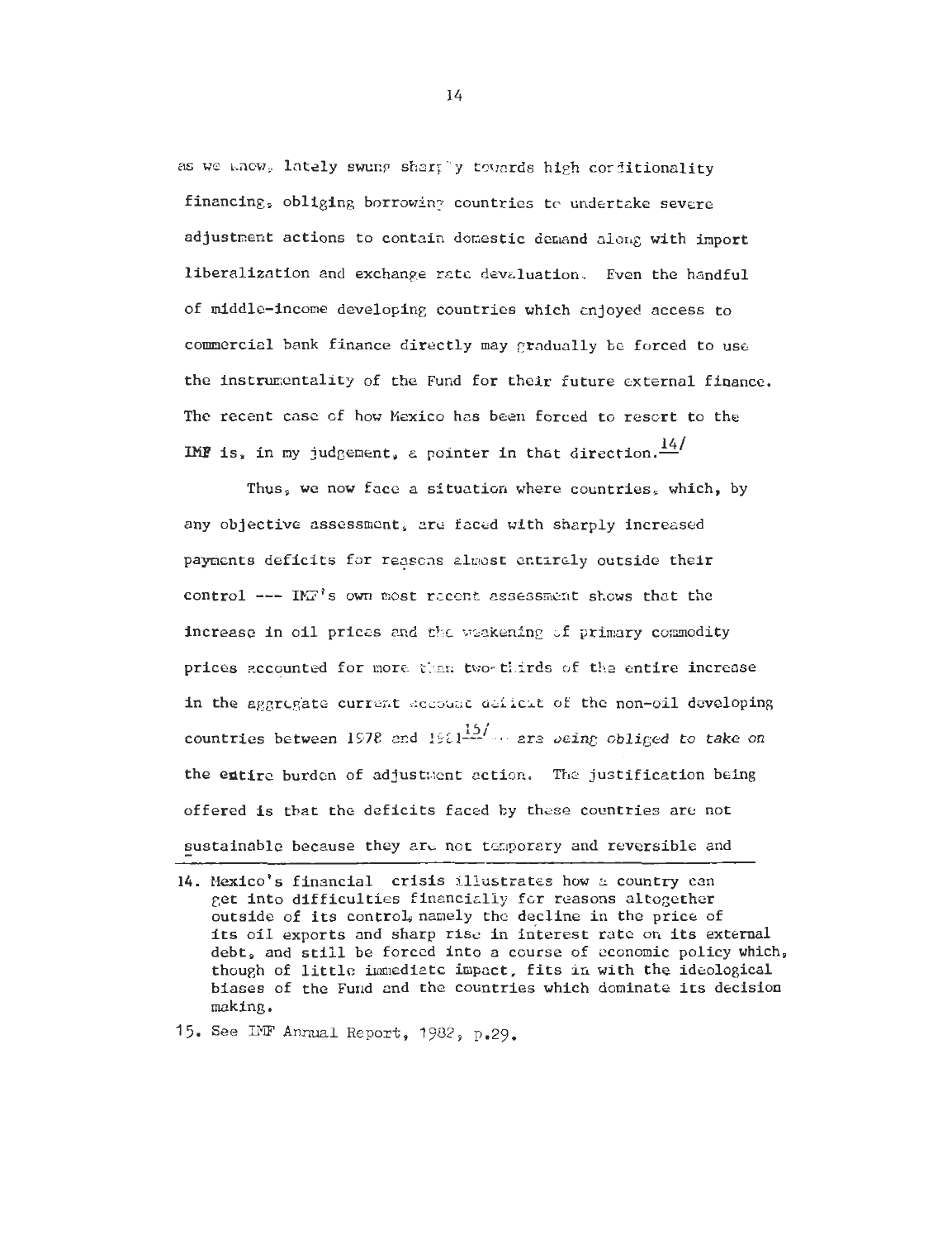as we know, lately swung sharply towards high conditionality financing, obliging borrowing countries to undertake severe adjustment actions to contain domestic demand along with import liberalization and exchange rate devaluation. Even the handful of middle-income developing countries which enjoyed access to commercial bank finance directly may gradually be forced to use the instrumentality of the Fund for their future external finance. The recent case of how Mexico has been forced to resort to the IMF is, in my judgement, a pointer in that direction.[14/]

Thus, we now face a situation where countries, which, by any objective assessment, are faced with sharply increased payments deficits for reasons almost entirely outside their control --- IMF's own most recent assessment shows that the increase in oil prices and the weakening of primary commodity prices accounted for more than two-thirds of the entire increase in the aggregate current account deficit of the non-oil developing countries between 1978 and 1981[15/] --- are *being obliged to take on* the entire burden of adjustment action. The justification being offered is that the deficits faced by these countries are not sustainable because they are not temporary and reversible and

---

14. Mexico's financial crisis illustrates how a country can get into difficulties financially for reasons altogether outside of its control, namely the decline in the price of its oil exports and sharp rise in interest rate on its external debt, and still be forced into a course of economic policy which, though of little immediate impact, fits in with the ideological biases of the Fund and the countries which dominate its decision making.

15. See IMF Annual Report, 1982, p.29.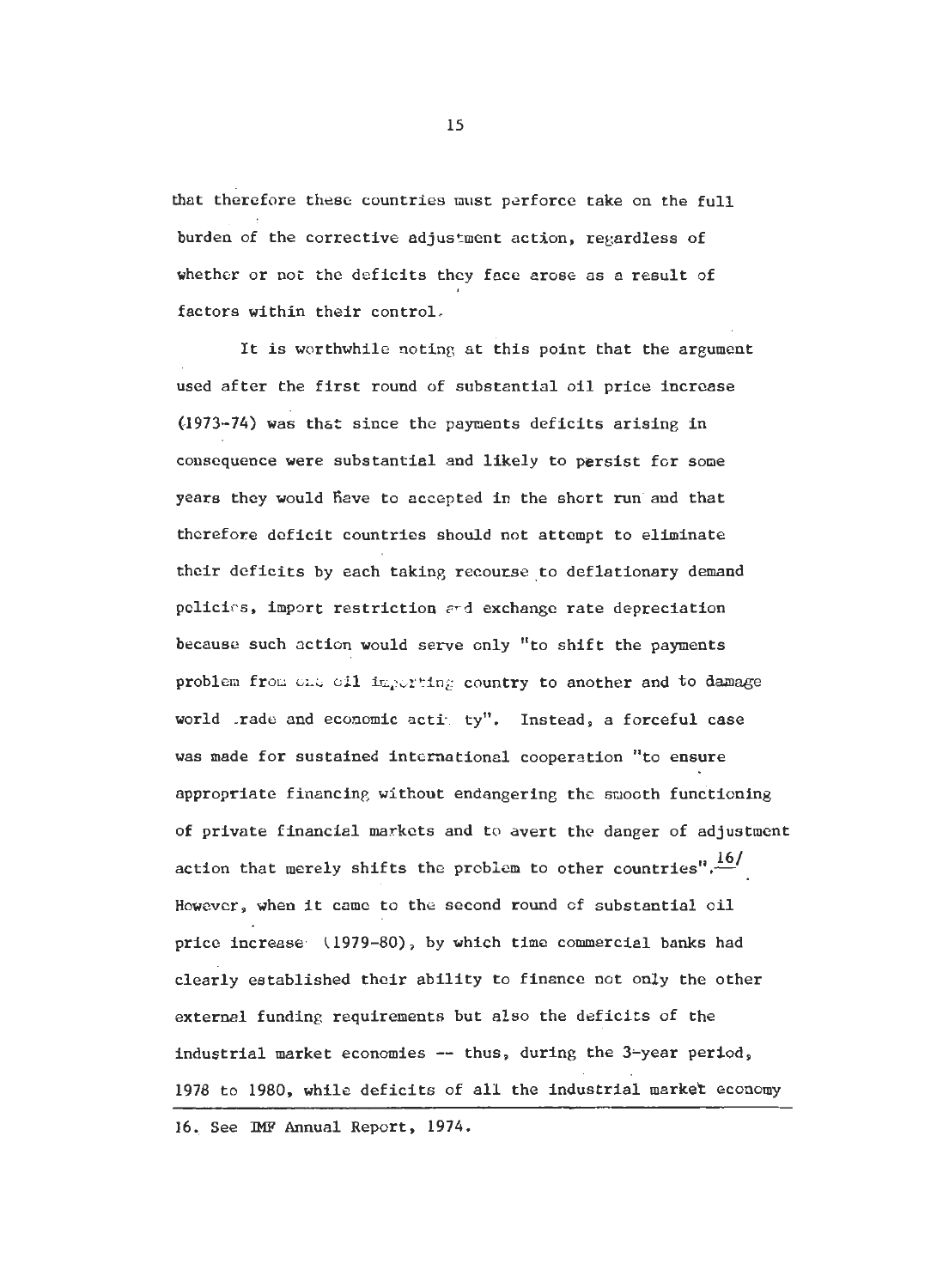that therefore these countries must perforce take on the full burden of the corrective adjustment action, regardless of whether or not the deficits they face arose as a result of factors within their control.

It is worthwhile noting at this point that the argument used after the first round of substantial oil price increase (1973-74) was that since the payments deficits arising in consequence were substantial and likely to persist for some years they would have to accepted in the short run and that therefore deficit countries should not attempt to eliminate their deficits by each taking recourse to deflationary demand policies, import restriction and exchange rate depreciation because such action would serve only "to shift the payments problem from one oil importing country to another and to damage world trade and economic activity". Instead, a forceful case was made for sustained international cooperation "to ensure appropriate financing without endangering the smooth functioning of private financial markets and to avert the danger of adjustment action that merely shifts the problem to other countries".[16] However, when it came to the second round of substantial oil price increase (1979-80), by which time commercial banks had clearly established their ability to finance not only the other external funding requirements but also the deficits of the industrial market economies -- thus, during the 3-year period, 1978 to 1980, while deficits of all the industrial market economy

16. See IMF Annual Report, 1974.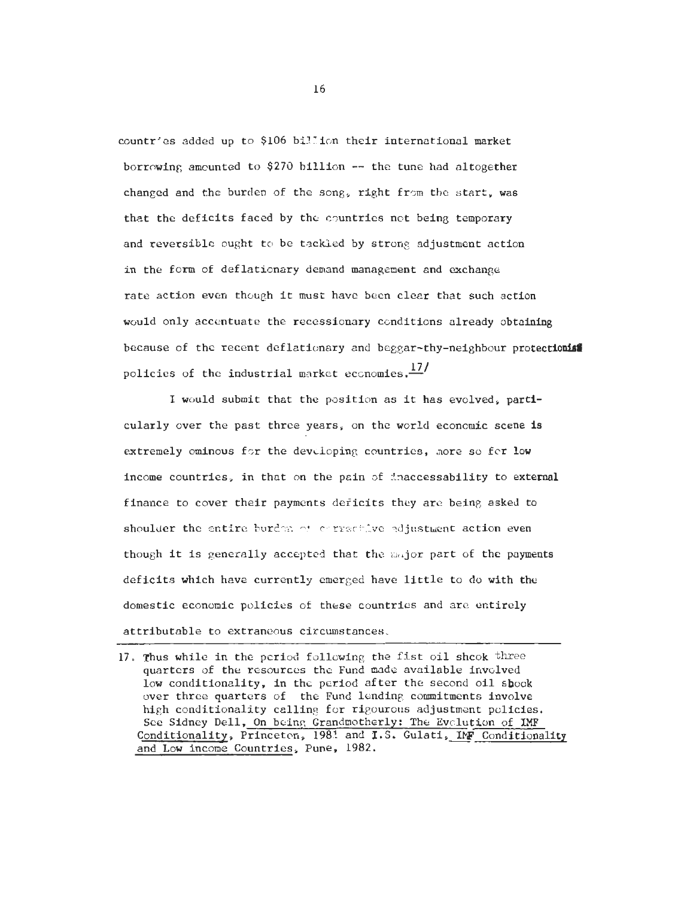countries added up to $106 billion their international market borrowing amounted to $270 billion -- the tune had altogether changed and the burden of the song, right from the start, was that the deficits faced by the countries not being temporary and reversible ought to be tackled by strong adjustment action in the form of deflationary demand management and exchange rate action even though it must have been clear that such action would only accentuate the recessionary conditions already obtaining because of the recent deflationary and beggar-thy-neighbour protectionist policies of the industrial market economies.[17/]

I would submit that the position as it has evolved, particularly over the past three years, on the world economic scene is extremely ominous for the developing countries, more so for low income countries, in that on the pain of inaccessability to external finance to cover their payments deficits they are being asked to shoulder the entire burden of corrective adjustment action even though it is generally accepted that the major part of the payments deficits which have currently emerged have little to do with the domestic economic policies of these countries and are entirely attributable to extraneous circumstances.

---

17. Thus while in the period following the fist oil shcok three quarters of the resources the Fund made available involved low conditionality, in the period after the second oil shock over three quarters of the Fund lending commitments involve high conditionality calling for rigourous adjustment policies. See Sidney Dell, On being Grandmotherly: The Evolution of IMF Conditionality, Princeton, 1981 and I.S. Gulati, IMF Conditionality and Low income Countries, Pune, 1982.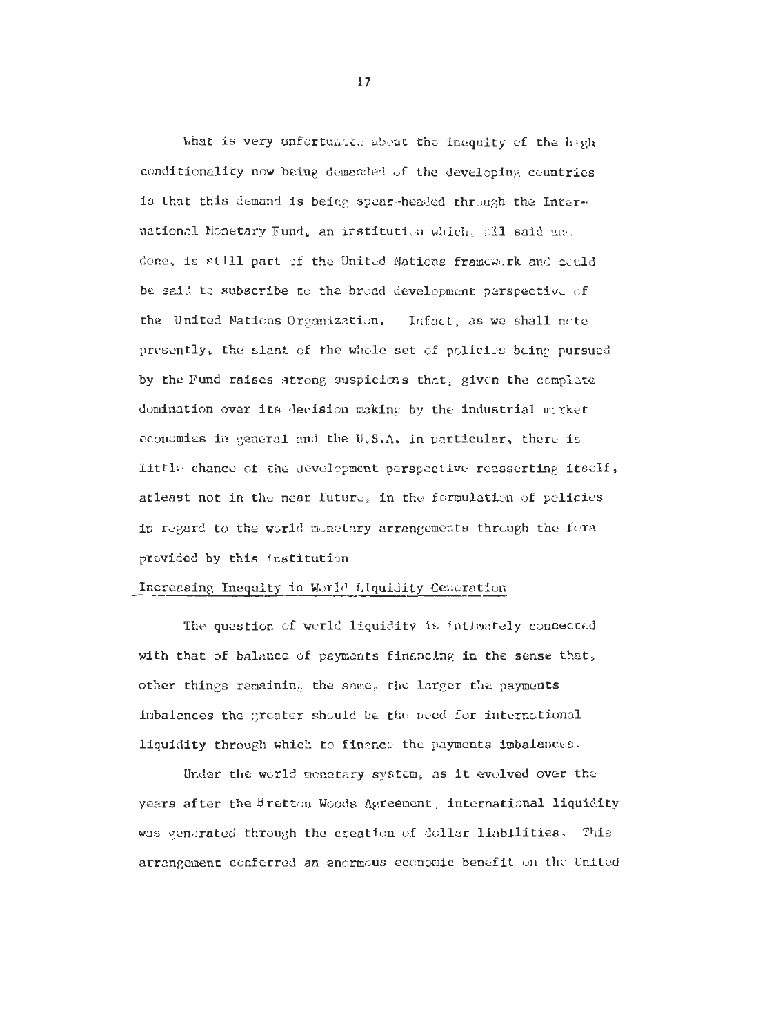What is very unfortunate about the inequity of the high conditionality now being demanded of the developing countries is that this demand is being spear-headed through the International Monetary Fund, an institution which, all said and done, is still part of the United Nations framework and could be said to subscribe to the broad development perspective of the United Nations Organization. Infact, as we shall note presently, the slant of the whole set of policies being pursued by the Fund raises strong suspicions that, given the complete domination over its decision making by the industrial market economies in general and the U.S.A. in particular, there is little chance of the development perspective reasserting itself, atleast not in the near future, in the formulation of policies in regard to the world monetary arrangements through the fora provided by this institution.

## Increasing Inequity in World Liquidity Generation

The question of world liquidity is intimately connected with that of balance of payments financing in the sense that, other things remaining the same, the larger the payments imbalances the greater should be the need for international liquidity through which to finance the payments imbalances.

Under the world monetary system, as it evolved over the years after the Bretton Woods Agreement, international liquidity was generated through the creation of dollar liabilities. This arrangement conferred an enormous economic benefit on the United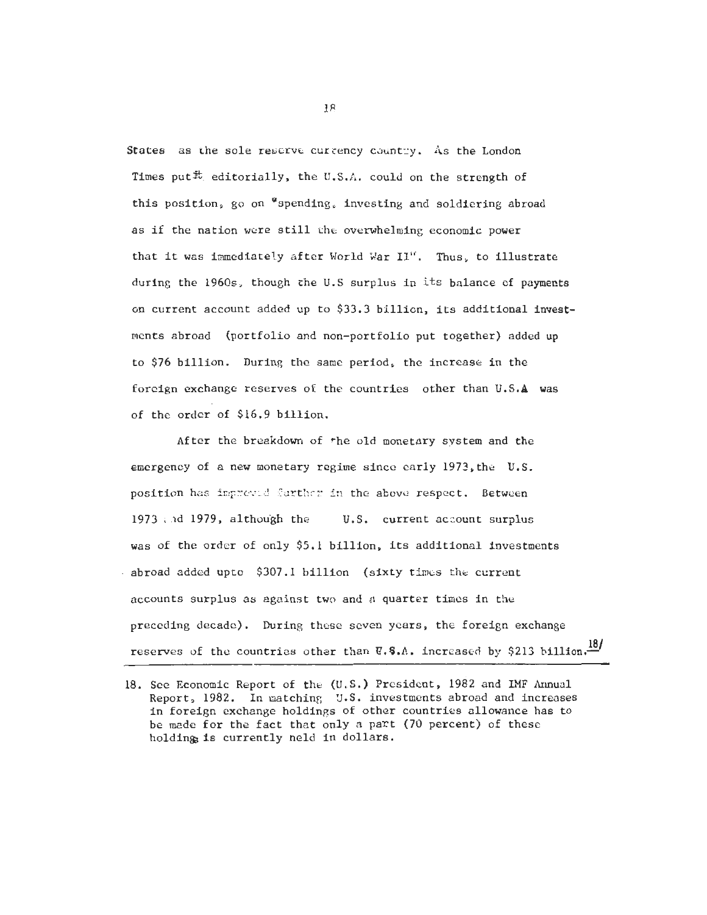States as the sole reserve currency country. As the London Times put it editorially, the U.S.A. could on the strength of this position, go on "spending, investing and soldiering abroad as if the nation were still the overwhelming economic power that it was immediately after World War II". Thus, to illustrate during the 1960s, though the U.S surplus in its balance of payments on current account added up to \$33.3 billion, its additional investments abroad (portfolio and non-portfolio put together) added up to \$76 billion. During the same period, the increase in the foreign exchange reserves of the countries other than U.S.A was of the order of \$16.9 billion.

After the breakdown of the old monetary system and the emergency of a new monetary regime since early 1973, the U.S. position has improved further in the above respect. Between 1973 and 1979, although the U.S. current account surplus was of the order of only \$5.1 billion, its additional investments abroad added upto \$307.1 billion (sixty times the current accounts surplus as against two and a quarter times in the preceding decade). During these seven years, the foreign exchange reserves of the countries other than U.S.A. increased by \$213 billion.[18]

---

18. See Economic Report of the (U.S.) President, 1982 and IMF Annual Report, 1982. In matching U.S. investments abroad and increases in foreign exchange holdings of other countries allowance has to be made for the fact that only a part (70 percent) of these holdings is currently held in dollars.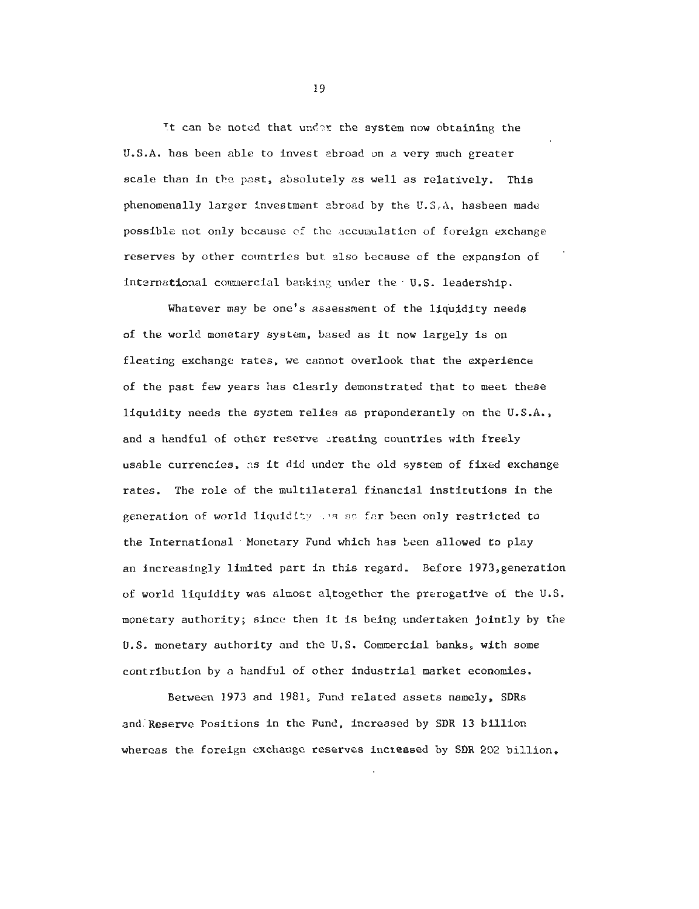It can be noted that under the system now obtaining the U.S.A. has been able to invest abroad on a very much greater scale than in the past, absolutely as well as relatively. This phenomenally larger investment abroad by the U.S.A. hasbeen made possible not only because of the accumulation of foreign exchange reserves by other countries but also because of the expansion of international commercial banking under the U.S. leadership.

Whatever may be one's assessment of the liquidity needs of the world monetary system, based as it now largely is on floating exchange rates, we cannot overlook that the experience of the past few years has clearly demonstrated that to meet these liquidity needs the system relies as preponderantly on the U.S.A., and a handful of other reserve creating countries with freely usable currencies, as it did under the old system of fixed exchange rates. The role of the multilateral financial institutions in the generation of world liquidity has so far been only restricted to the International Monetary Fund which has been allowed to play an increasingly limited part in this regard. Before 1973,generation of world liquidity was almost altogether the prerogative of the U.S. monetary authority; since then it is being undertaken jointly by the U.S. monetary authority and the U.S. Commercial banks, with some contribution by a handful of other industrial market economies.

Between 1973 and 1981, Fund related assets namely, SDRs and Reserve Positions in the Fund, increased by SDR 13 billion whereas the foreign exchange reserves increased by SDR 202 billion.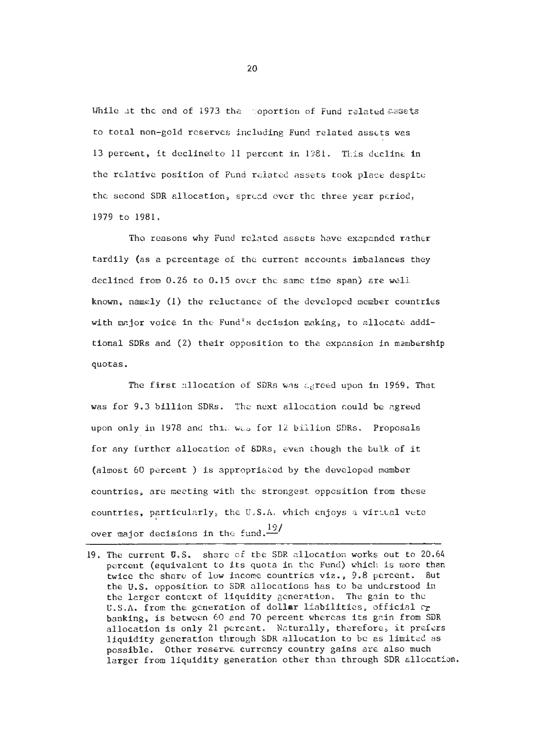While at the end of 1973 the proportion of Fund related assets to total non-gold reserves including Fund related assets was 13 percent, it declined to 11 percent in 1981. This decline in the relative position of Fund related assets took place despite the second SDR allocation, spread over the three year period, 1979 to 1981.

The reasons why Fund related assets have exapanded rather tardily (as a percentage of the current accounts imbalances they declined from 0.26 to 0.15 over the same time span) are well known, namely (1) the reluctance of the developed member countries with major voice in the Fund's decision making, to allocate additional SDRs and (2) their opposition to the expansion in membership quotas.

The first allocation of SDRs was agreed upon in 1969. That was for 9.3 billion SDRs. The next allocation could be agreed upon only in 1978 and this was for 12 billion SDRs. Proposals for any further allocation of SDRs, even though the bulk of it (almost 60 percent ) is appropriated by the developed member countries, are meeting with the strongest opposition from these countries, particularly, the U.S.A. which enjoys a virtual veto over major decisions in the fund.[19]

---

19. The current U.S. share of the SDR allocation works out to 20.64 percent (equivalent to its quota in the Fund) which is more than twice the share of low income countries viz., 9.8 percent. But the U.S. opposition to SDR allocations has to be understood in the larger context of liquidity generation. The gain to the U.S.A. from the generation of dollar liabilities, official or banking, is between 60 and 70 percent whereas its gain from SDR allocation is only 21 percent. Naturally, therefore, it prefers liquidity generation through SDR allocation to be as limited as possible. Other reserve currency country gains are also much larger from liquidity generation other than through SDR allocation.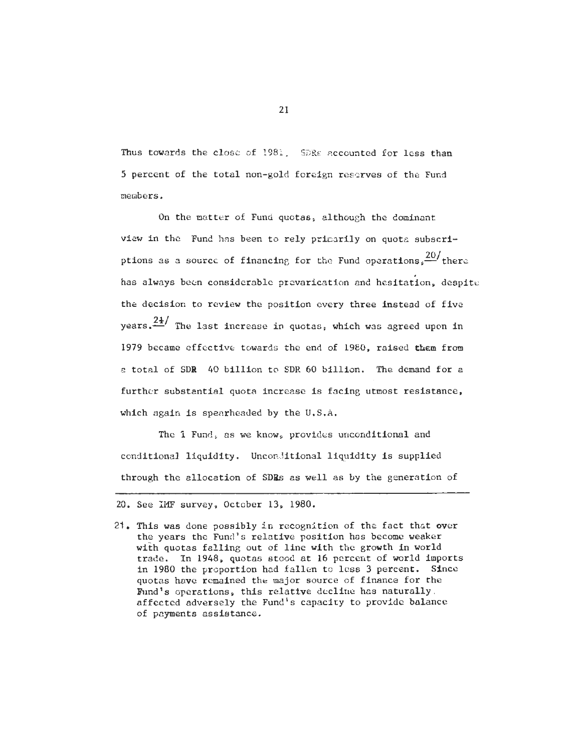Thus towards the close of 1981, SDRs accounted for less than 5 percent of the total non-gold foreign reserves of the Fund members.

On the matter of Fund quotas, although the dominant view in the Fund has been to rely primarily on quota subscriptions as a source of financing for the Fund operations,[20] there has always been considerable prevarication and hesitation, despite the decision to review the position every three instead of five years.[21] The last increase in quotas, which was agreed upon in 1979 became effective towards the end of 1980, raised them from a total of SDR 40 billion to SDR 60 billion. The demand for a further substantial quota increase is facing utmost resistance, which again is spearheaded by the U.S.A.

The 1 Fund, as we know, provides unconditional and conditional liquidity. Unconditional liquidity is supplied through the allocation of SDRs as well as by the generation of

---

20. See IMF survey, October 13, 1980.

21. This was done possibly in recognition of the fact that over the years the Fund's relative position has become weaker with quotas falling out of line with the growth in world trade. In 1948, quotas stood at 16 percent of world imports in 1980 the proportion had fallen to less 3 percent. Since quotas have remained the major source of finance for the Fund's operations, this relative decline has naturally affected adversely the Fund's capacity to provide balance of payments assistance.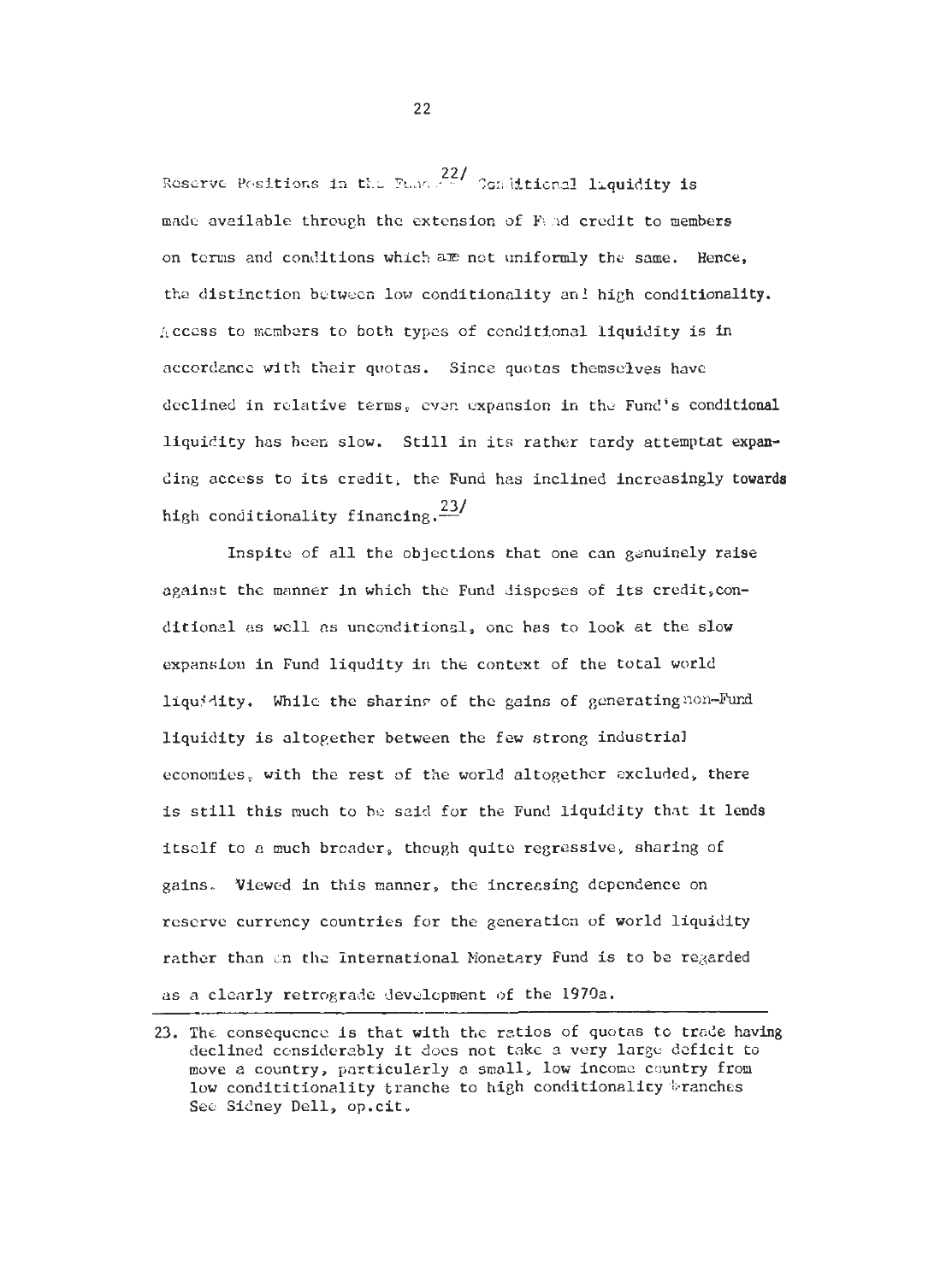Reserve Positions in the Fund.[22] Conditional liquidity is made available through the extension of Fund credit to members on terms and conditions which are not uniformly the same. Hence, the distinction between low conditionality and high conditionality. Access to members to both types of conditional liquidity is in accordance with their quotas. Since quotas themselves have declined in relative terms, even expansion in the Fund's conditional liquidity has been slow. Still in its rather tardy attemptat expanding access to its credit, the Fund has inclined increasingly towards high conditionality financing.[23]

Inspite of all the objections that one can genuinely raise against the manner in which the Fund disposes of its credit, conditional as well as unconditional, one has to look at the slow expansion in Fund liqudity in the context of the total world liquidity. While the sharing of the gains of generating non-Fund liquidity is altogether between the few strong industrial economies, with the rest of the world altogether excluded, there is still this much to be said for the Fund liquidity that it lends itself to a much broader, though quite regressive, sharing of gains. Viewed in this manner, the increasing dependence on reserve currency countries for the generation of world liquidity rather than on the International Monetary Fund is to be regarded as a clearly retrograde development of the 1970s.

---

23. The consequence is that with the ratios of quotas to trade having declined considerably it does not take a very large deficit to move a country, particularly a small, low income country from low condititionality tranche to high conditionality tranches See Sidney Dell, op.cit.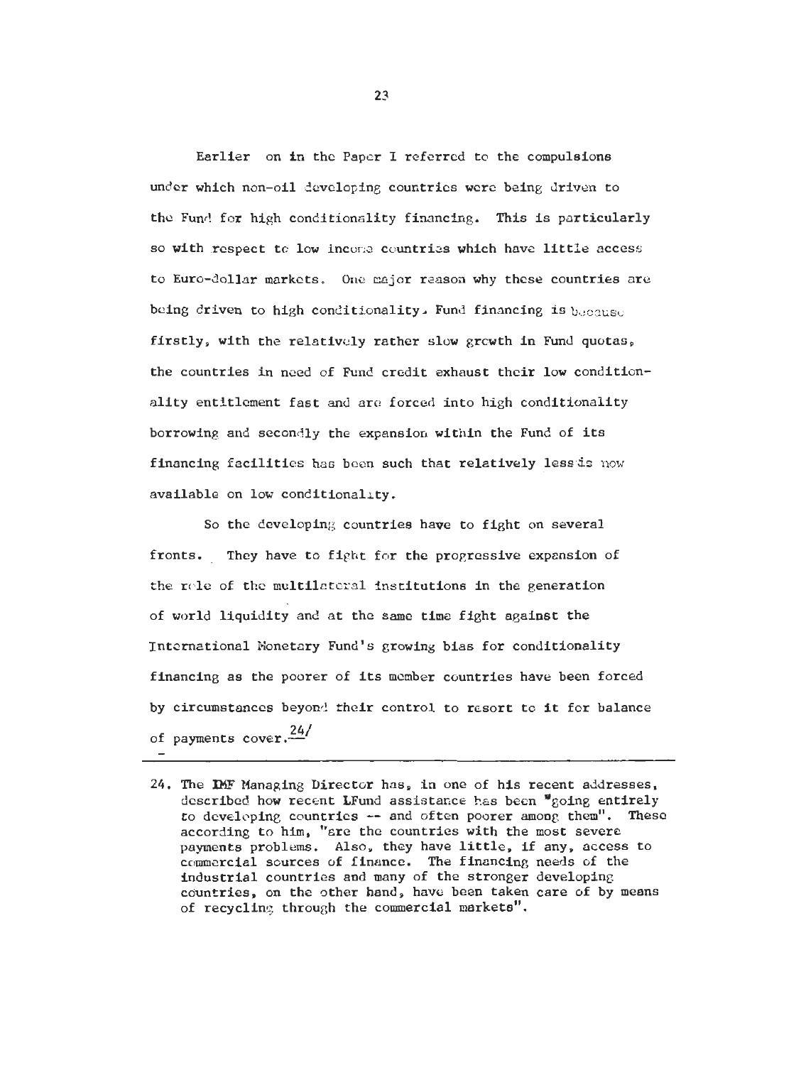Earlier on in the Paper I referred to the compulsions under which non-oil developing countries were being driven to the Fund for high conditionality financing. This is particularly so with respect to low income countries which have little access to Euro-dollar markets. One major reason why these countries are being driven to high conditionality. Fund financing is because firstly, with the relatively rather slow growth in Fund quotas, the countries in need of Fund credit exhaust their low conditionality entitlement fast and are forced into high conditionality borrowing and secondly the expansion within the Fund of its financing facilities has been such that relatively less is now available on low conditionality.

So the developing countries have to fight on several fronts. They have to fight for the progressive expansion of the role of the multilateral institutions in the generation of world liquidity and at the same time fight against the International Monetary Fund's growing bias for conditionality financing as the poorer of its member countries have been forced by circumstances beyond their control to resort to it for balance of payments cover.[24/]

---

24. The IMF Managing Director has, in one of his recent addresses, described how recent LFund assistance has been "going entirely to developing countries -- and often poorer among them". These according to him, "are the countries with the most severe payments problems. Also, they have little, if any, access to commercial sources of finance. The financing needs of the industrial countries and many of the stronger developing countries, on the other hand, have been taken care of by means of recycling through the commercial markets".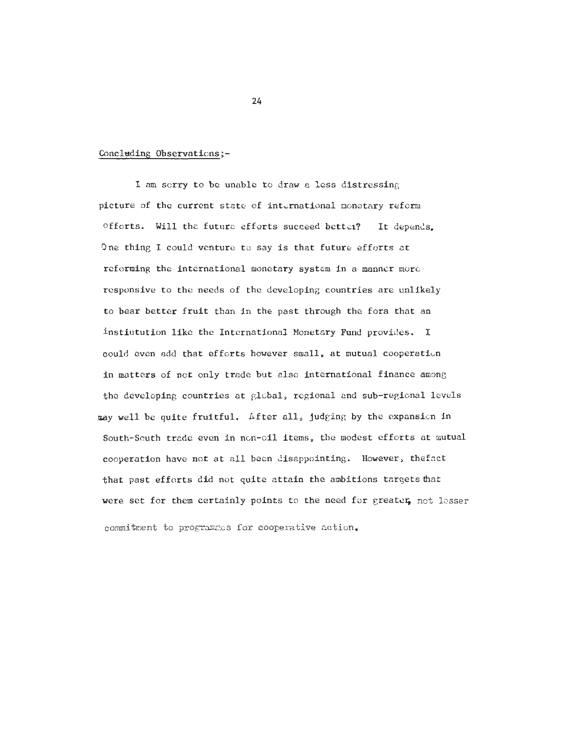Concluding Observations;-

I am sorry to be unable to draw a less distressing picture of the current state of international monetary reform efforts. Will the future efforts succeed better? It depends. One thing I could venture to say is that future efforts at reforming the international monetary system in a manner more responsive to the needs of the developing countries are unlikely to bear better fruit than in the past through the fora that an instiutution like the International Monetary Fund provides. I could even add that efforts however small, at mutual cooperation in matters of not only trade but also international finance among the developing countries at global, regional and sub-regional levels may well be quite fruitful. After all, judging by the expansion in South-South trade even in non-oil items, the modest efforts at mutual cooperation have not at all been disappointing. However, thefact that past efforts did not quite attain the ambitions targets that were set for them certainly points to the need for greater, not lesser commitment to programmes for cooperative action.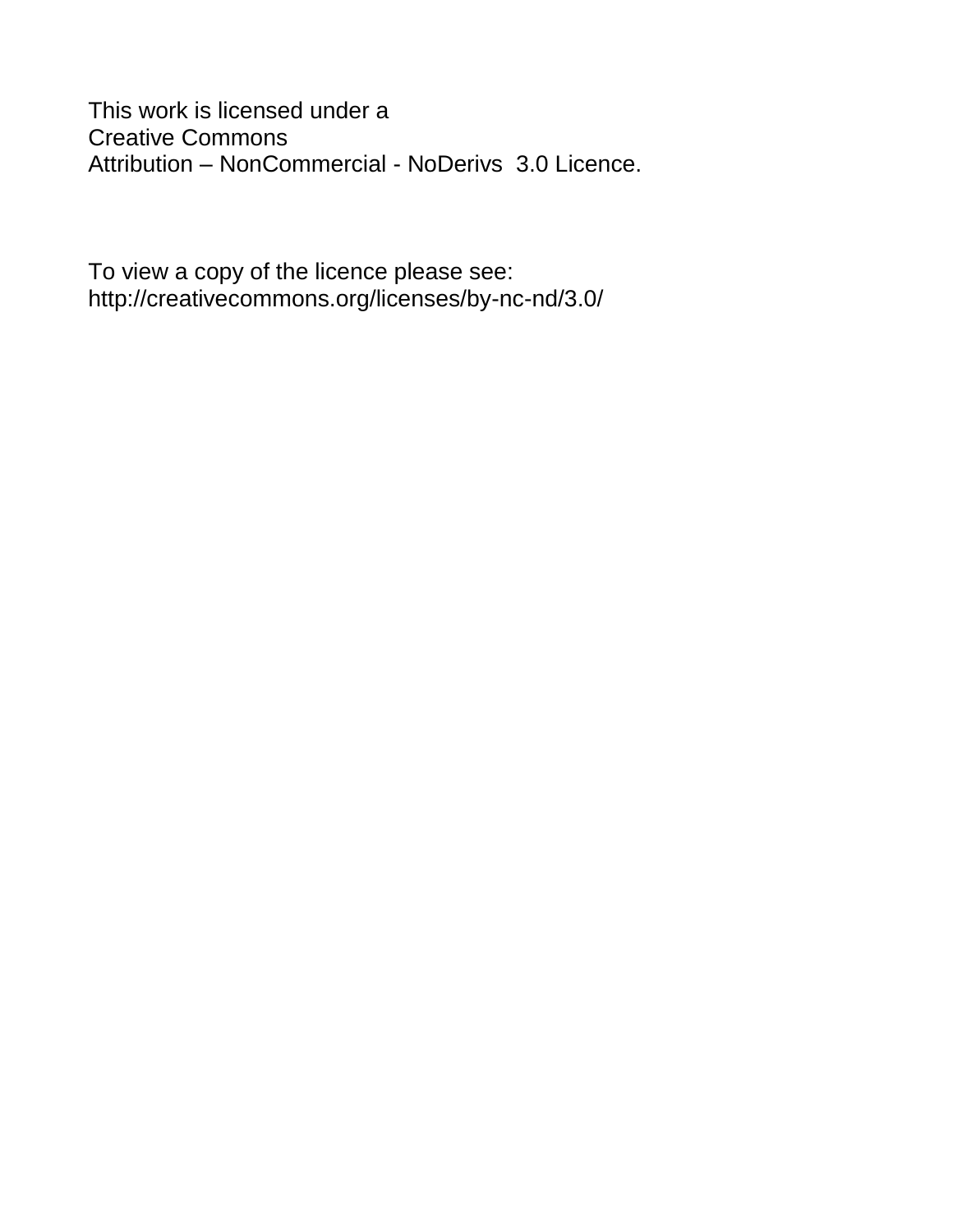This work is licensed under a
Creative Commons
Attribution – NonCommercial - NoDerivs 3.0 Licence.

To view a copy of the licence please see:
http://creativecommons.org/licenses/by-nc-nd/3.0/